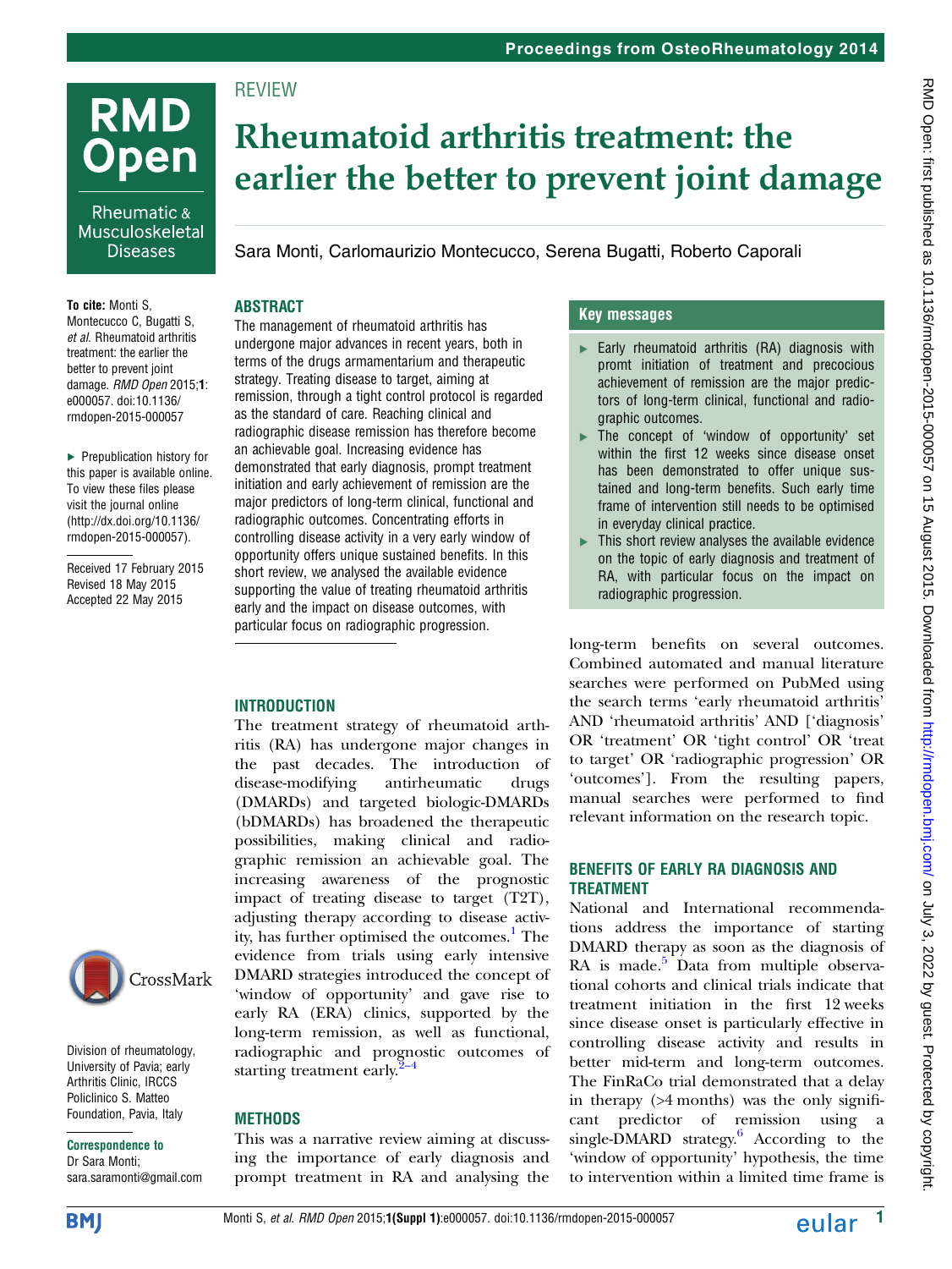Proceedings from OsteoRheumatology 2014

REVIEW

# Rheumatoid arthritis treatment: the earlier the better to prevent joint damage

Sara Monti, Carlomaurizio Montecucco, Serena Bugatti, Roberto Caporali

**To cite:** Monti S, Montecucco C, Bugatti S, *et al*. Rheumatoid arthritis treatment: the earlier the better to prevent joint damage. *RMD Open* 2015;**1**: e000057. doi:10.1136/rmdopen-2015-000057

► Prepublication history for this paper is available online. To view these files please visit the journal online (http://dx.doi.org/10.1136/rmdopen-2015-000057).

Received 17 February 2015
Revised 18 May 2015
Accepted 22 May 2015

Division of rheumatology, University of Pavia; early Arthritis Clinic, IRCCS Policlinico S. Matteo Foundation, Pavia, Italy

**Correspondence to**
Dr Sara Monti; sara.saramonti@gmail.com

## ABSTRACT

The management of rheumatoid arthritis has undergone major advances in recent years, both in terms of the drugs armamentarium and therapeutic strategy. Treating disease to target, aiming at remission, through a tight control protocol is regarded as the standard of care. Reaching clinical and radiographic disease remission has therefore become an achievable goal. Increasing evidence has demonstrated that early diagnosis, prompt treatment initiation and early achievement of remission are the major predictors of long-term clinical, functional and radiographic outcomes. Concentrating efforts in controlling disease activity in a very early window of opportunity offers unique sustained benefits. In this short review, we analysed the available evidence supporting the value of treating rheumatoid arthritis early and the impact on disease outcomes, with particular focus on radiographic progression.

### Key messages

- Early rheumatoid arthritis (RA) diagnosis with promt initiation of treatment and precocious achievement of remission are the major predictors of long-term clinical, functional and radiographic outcomes.
- The concept of 'window of opportunity' set within the first 12 weeks since disease onset has been demonstrated to offer unique sustained and long-term benefits. Such early time frame of intervention still needs to be optimised in everyday clinical practice.
- This short review analyses the available evidence on the topic of early diagnosis and treatment of RA, with particular focus on the impact on radiographic progression.

## INTRODUCTION

The treatment strategy of rheumatoid arthritis (RA) has undergone major changes in the past decades. The introduction of disease-modifying antirheumatic drugs (DMARDs) and targeted biologic-DMARDs (bDMARDs) has broadened the therapeutic possibilities, making clinical and radiographic remission an achievable goal. The increasing awareness of the prognostic impact of treating disease to target (T2T), adjusting therapy according to disease activity, has further optimised the outcomes.[1] The evidence from trials using early intensive DMARD strategies introduced the concept of 'window of opportunity' and gave rise to early RA (ERA) clinics, supported by the long-term remission, as well as functional, radiographic and prognostic outcomes of starting treatment early.[2–4]

## METHODS

This was a narrative review aiming at discussing the importance of early diagnosis and prompt treatment in RA and analysing the long-term benefits on several outcomes. Combined automated and manual literature searches were performed on PubMed using the search terms 'early rheumatoid arthritis' AND 'rheumatoid arthritis' AND ['diagnosis' OR 'treatment' OR 'tight control' OR 'treat to target' OR 'radiographic progression' OR 'outcomes']. From the resulting papers, manual searches were performed to find relevant information on the research topic.

## BENEFITS OF EARLY RA DIAGNOSIS AND TREATMENT

National and International recommendations address the importance of starting DMARD therapy as soon as the diagnosis of RA is made.[5] Data from multiple observational cohorts and clinical trials indicate that treatment initiation in the first 12 weeks since disease onset is particularly effective in controlling disease activity and results in better mid-term and long-term outcomes. The FinRaCo trial demonstrated that a delay in therapy (>4 months) was the only significant predictor of remission using a single-DMARD strategy.[6] According to the 'window of opportunity' hypothesis, the time to intervention within a limited time frame is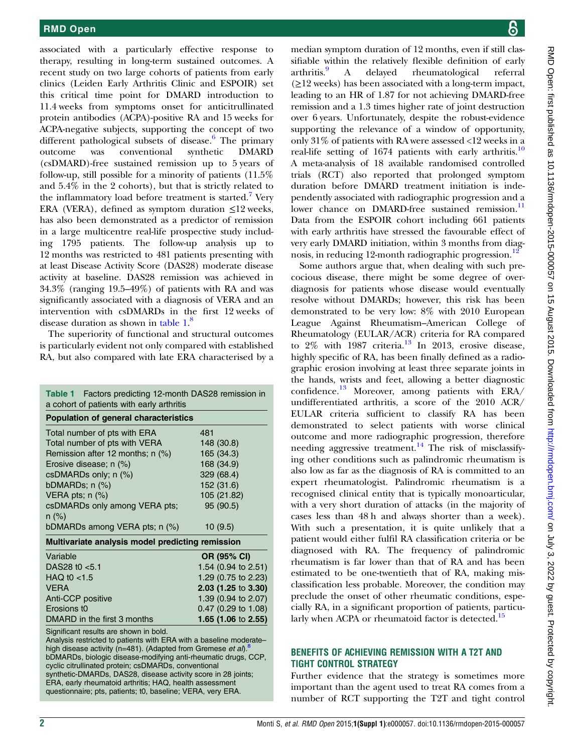associated with a particularly effective response to therapy, resulting in long-term sustained outcomes. A recent study on two large cohorts of patients from early clinics (Leiden Early Arthritis Clinic and ESPOIR) set this critical time point for DMARD introduction to 11.4 weeks from symptoms onset for anticitrullinated protein antibodies (ACPA)-positive RA and 15 weeks for ACPA-negative subjects, supporting the concept of two different pathological subsets of disease.[6] The primary outcome was conventional synthetic DMARD (csDMARD)-free sustained remission up to 5 years of follow-up, still possible for a minority of patients (11.5% and 5.4% in the 2 cohorts), but that is strictly related to the inflammatory load before treatment is started.[7] Very ERA (VERA), defined as symptom duration ≤12 weeks, has also been demonstrated as a predictor of remission in a large multicentre real-life prospective study including 1795 patients. The follow-up analysis up to 12 months was restricted to 481 patients presenting with at least Disease Activity Score (DAS28) moderate disease activity at baseline. DAS28 remission was achieved in 34.3% (ranging 19.5–49%) of patients with RA and was significantly associated with a diagnosis of VERA and an intervention with csDMARDs in the first 12 weeks of disease duration as shown in table 1.[8]

The superiority of functional and structural outcomes is particularly evident not only compared with established RA, but also compared with late ERA characterised by a median symptom duration of 12 months, even if still classifiable within the relatively flexible definition of early arthritis.[9] A delayed rheumatological referral (≥12 weeks) has been associated with a long-term impact, leading to an HR of 1.87 for not achieving DMARD-free remission and a 1.3 times higher rate of joint destruction over 6 years. Unfortunately, despite the robust-evidence supporting the relevance of a window of opportunity, only 31% of patients with RA were assessed <12 weeks in a real-life setting of 1674 patients with early arthritis.[10] A meta-analysis of 18 available randomised controlled trials (RCT) also reported that prolonged symptom duration before DMARD treatment initiation is independently associated with radiographic progression and a lower chance on DMARD-free sustained remission.[11] Data from the ESPOIR cohort including 661 patients with early arthritis have stressed the favourable effect of very early DMARD initiation, within 3 months from diagnosis, in reducing 12-month radiographic progression.[12]

Some authors argue that, when dealing with such precocious disease, there might be some degree of overdiagnosis for patients whose disease would eventually resolve without DMARDs; however, this risk has been demonstrated to be very low: 8% with 2010 European League Against Rheumatism–American College of Rheumatology (EULAR/ACR) criteria for RA compared to 2% with 1987 criteria.[13] In 2013, erosive disease, highly specific of RA, has been finally defined as a radiographic erosion involving at least three separate joints in the hands, wrists and feet, allowing a better diagnostic confidence.[13] Moreover, among patients with ERA/undifferentiated arthritis, a score of the 2010 ACR/EULAR criteria sufficient to classify RA has been demonstrated to select patients with worse clinical outcome and more radiographic progression, therefore needing aggressive treatment.[14] The risk of misclassifying other conditions such as palindromic rheumatism is also low as far as the diagnosis of RA is committed to an expert rheumatologist. Palindromic rheumatism is a recognised clinical entity that is typically monoarticular, with a very short duration of attacks (in the majority of cases less than 48 h and always shorter than a week). With such a presentation, it is quite unlikely that a patient would either fulfil RA classification criteria or be diagnosed with RA. The frequency of palindromic rheumatism is far lower than that of RA and has been estimated to be one-twentieth that of RA, making misclassification less probable. Moreover, the condition may preclude the onset of other rheumatic conditions, especially RA, in a significant proportion of patients, particularly when ACPA or rheumatoid factor is detected.[15]

**Table 1** Factors predicting 12-month DAS28 remission in a cohort of patients with early arthritis

| **Population of general characteristics** | |
|---|---|
| Total number of pts with ERA | 481 |
| Total number of pts with VERA | 148 (30.8) |
| Remission after 12 months; n (%) | 165 (34.3) |
| Erosive disease; n (%) | 168 (34.9) |
| csDMARDs only; n (%) | 329 (68.4) |
| bDMARDs; n (%) | 152 (31.6) |
| VERA pts; n (%) | 105 (21.82) |
| csDMARDs only among VERA pts; n (%) | 95 (90.5) |
| bDMARDs among VERA pts; n (%) | 10 (9.5) |
| **Multivariate analysis model predicting remission** | |
| Variable | **OR (95% CI)** |
| DAS28 t0 <5.1 | 1.54 (0.94 to 2.51) |
| HAQ t0 <1.5 | 1.29 (0.75 to 2.23) |
| VERA | **2.03 (1.25 to 3.30)** |
| Anti-CCP positive | 1.39 (0.94 to 2.07) |
| Erosions t0 | 0.47 (0.29 to 1.08) |
| DMARD in the first 3 months | **1.65 (1.06 to 2.55)** |

Significant results are shown in bold.
Analysis restricted to patients with ERA with a baseline moderate–high disease activity (n=481). (Adapted from Gremese *et al*).[8]
bDMARDs, biologic disease-modifying anti-rheumatic drugs, CCP, cyclic citrullinated protein; csDMARDs, conventional synthetic-DMARDs, DAS28, disease activity score in 28 joints; ERA, early rheumatoid arthritis; HAQ, health assessment questionnaire; pts, patients; t0, baseline; VERA, very ERA.

## BENEFITS OF ACHIEVING REMISSION WITH A T2T AND TIGHT CONTROL STRATEGY

Further evidence that the strategy is sometimes more important than the agent used to treat RA comes from a number of RCT supporting the T2T and tight control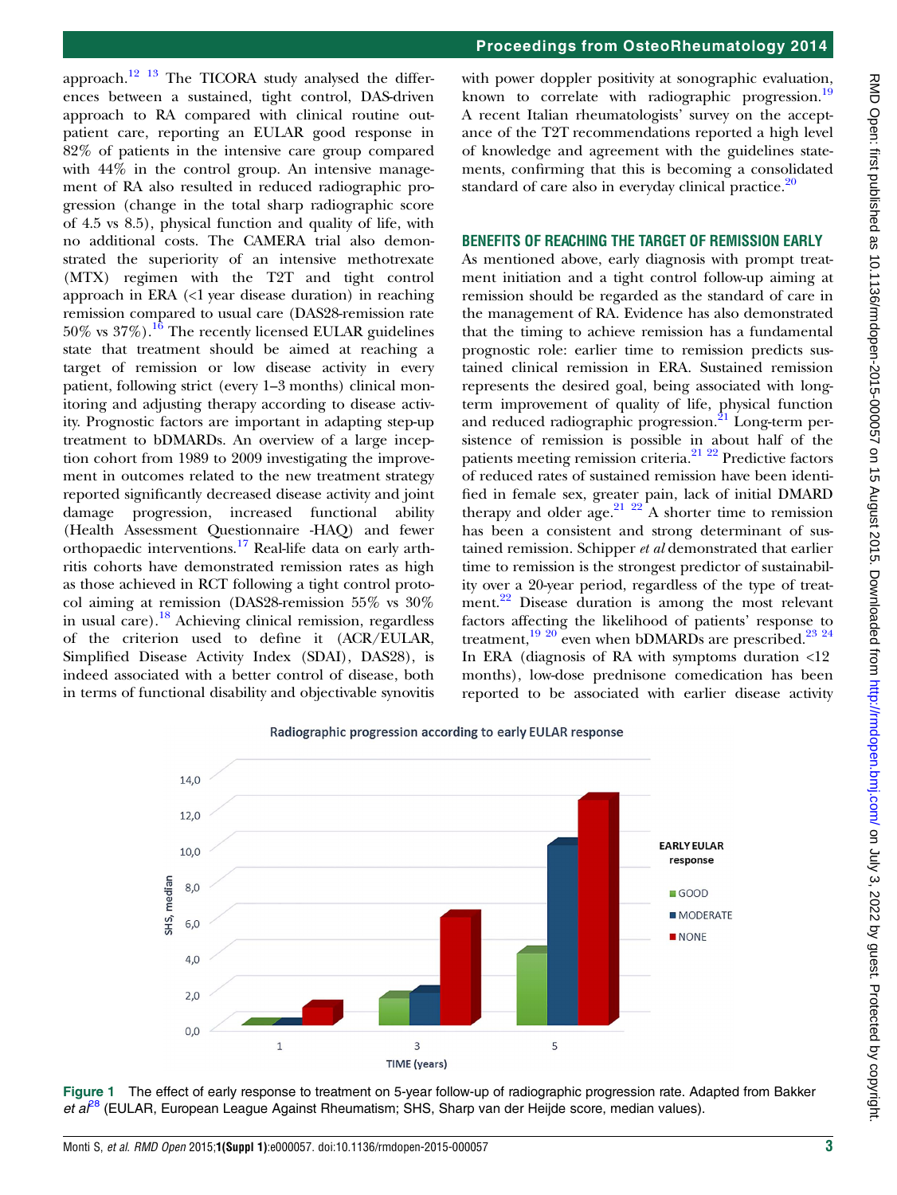approach.[12 13] The TICORA study analysed the differences between a sustained, tight control, DAS-driven approach to RA compared with clinical routine outpatient care, reporting an EULAR good response in 82% of patients in the intensive care group compared with 44% in the control group. An intensive management of RA also resulted in reduced radiographic progression (change in the total sharp radiographic score of 4.5 vs 8.5), physical function and quality of life, with no additional costs. The CAMERA trial also demonstrated the superiority of an intensive methotrexate (MTX) regimen with the T2T and tight control approach in ERA (<1 year disease duration) in reaching remission compared to usual care (DAS28-remission rate 50% vs 37%).[16] The recently licensed EULAR guidelines state that treatment should be aimed at reaching a target of remission or low disease activity in every patient, following strict (every 1–3 months) clinical monitoring and adjusting therapy according to disease activity. Prognostic factors are important in adapting step-up treatment to bDMARDs. An overview of a large inception cohort from 1989 to 2009 investigating the improvement in outcomes related to the new treatment strategy reported significantly decreased disease activity and joint damage progression, increased functional ability (Health Assessment Questionnaire -HAQ) and fewer orthopaedic interventions.[17] Real-life data on early arthritis cohorts have demonstrated remission rates as high as those achieved in RCT following a tight control protocol aiming at remission (DAS28-remission 55% vs 30% in usual care).[18] Achieving clinical remission, regardless of the criterion used to define it (ACR/EULAR, Simplified Disease Activity Index (SDAI), DAS28), is indeed associated with a better control of disease, both in terms of functional disability and objectivable synovitis with power doppler positivity at sonographic evaluation, known to correlate with radiographic progression.[19] A recent Italian rheumatologists' survey on the acceptance of the T2T recommendations reported a high level of knowledge and agreement with the guidelines statements, confirming that this is becoming a consolidated standard of care also in everyday clinical practice.[20]

## BENEFITS OF REACHING THE TARGET OF REMISSION EARLY

As mentioned above, early diagnosis with prompt treatment initiation and a tight control follow-up aiming at remission should be regarded as the standard of care in the management of RA. Evidence has also demonstrated that the timing to achieve remission has a fundamental prognostic role: earlier time to remission predicts sustained clinical remission in ERA. Sustained remission represents the desired goal, being associated with long-term improvement of quality of life, physical function and reduced radiographic progression.[21] Long-term persistence of remission is possible in about half of the patients meeting remission criteria.[21 22] Predictive factors of reduced rates of sustained remission have been identified in female sex, greater pain, lack of initial DMARD therapy and older age.[21 22] A shorter time to remission has been a consistent and strong determinant of sustained remission. Schipper *et al* demonstrated that earlier time to remission is the strongest predictor of sustainability over a 20-year period, regardless of the type of treatment.[22] Disease duration is among the most relevant factors affecting the likelihood of patients' response to treatment,[19 20] even when bDMARDs are prescribed.[23 24] In ERA (diagnosis of RA with symptoms duration <12 months), low-dose prednisone comedication has been reported to be associated with earlier disease activity

Figure 1 The effect of early response to treatment on 5-year follow-up of radiographic progression rate. Adapted from Bakker *et al*[28] (EULAR, European League Against Rheumatism; SHS, Sharp van der Heijde score, median values).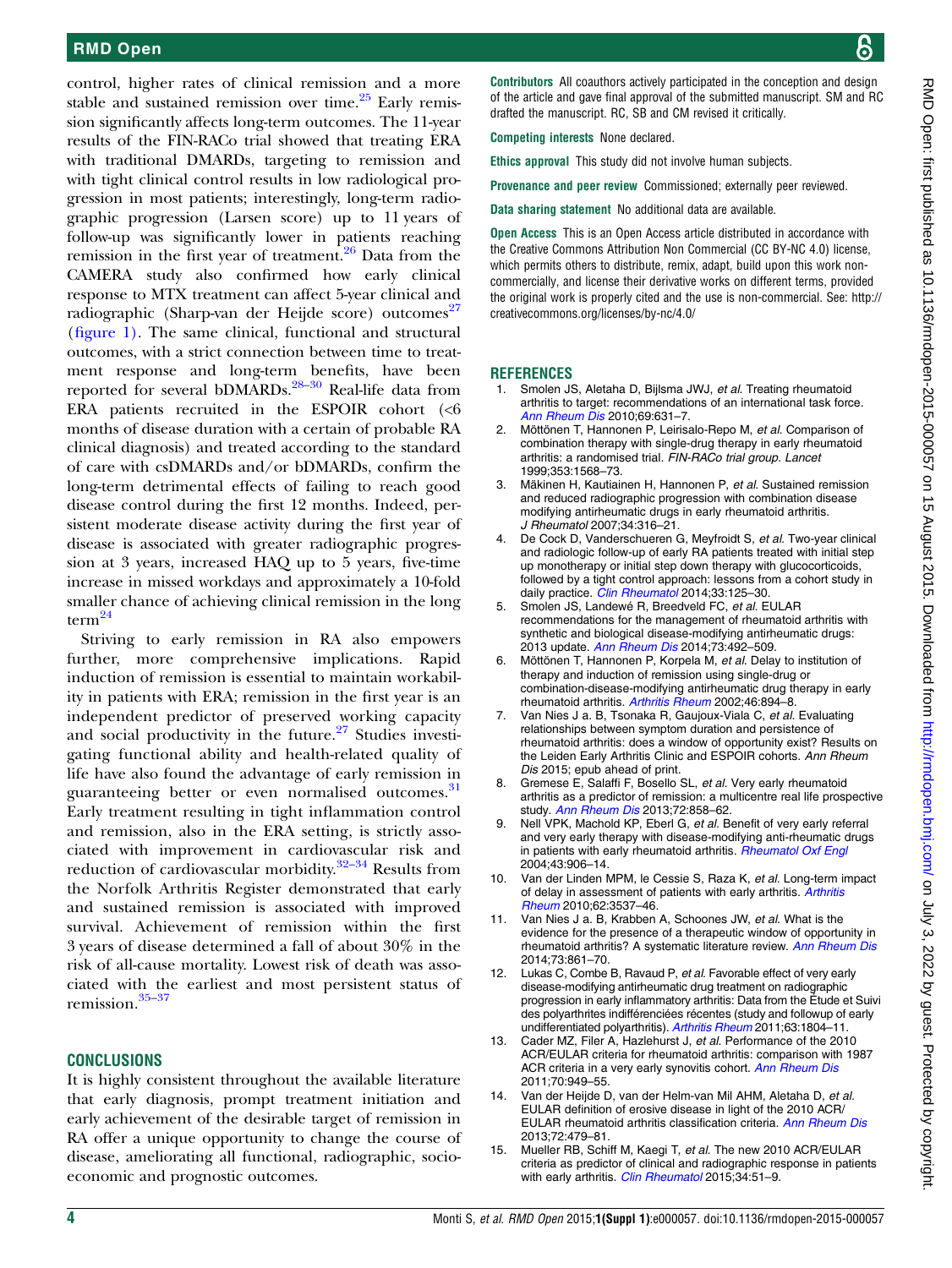control, higher rates of clinical remission and a more stable and sustained remission over time.[25] Early remission significantly affects long-term outcomes. The 11-year results of the FIN-RACo trial showed that treating ERA with traditional DMARDs, targeting to remission and with tight clinical control results in low radiological progression in most patients; interestingly, long-term radiographic progression (Larsen score) up to 11 years of follow-up was significantly lower in patients reaching remission in the first year of treatment.[26] Data from the CAMERA study also confirmed how early clinical response to MTX treatment can affect 5-year clinical and radiographic (Sharp-van der Heijde score) outcomes[27] (figure 1). The same clinical, functional and structural outcomes, with a strict connection between time to treatment response and long-term benefits, have been reported for several bDMARDs.[28–30] Real-life data from ERA patients recruited in the ESPOIR cohort (<6 months of disease duration with a certain of probable RA clinical diagnosis) and treated according to the standard of care with csDMARDs and/or bDMARDs, confirm the long-term detrimental effects of failing to reach good disease control during the first 12 months. Indeed, persistent moderate disease activity during the first year of disease is associated with greater radiographic progression at 3 years, increased HAQ up to 5 years, five-time increase in missed workdays and approximately a 10-fold smaller chance of achieving clinical remission in the long term[24]

Striving to early remission in RA also empowers further, more comprehensive implications. Rapid induction of remission is essential to maintain workability in patients with ERA; remission in the first year is an independent predictor of preserved working capacity and social productivity in the future.[27] Studies investigating functional ability and health-related quality of life have also found the advantage of early remission in guaranteeing better or even normalised outcomes.[31] Early treatment resulting in tight inflammation control and remission, also in the ERA setting, is strictly associated with improvement in cardiovascular risk and reduction of cardiovascular morbidity.[32–34] Results from the Norfolk Arthritis Register demonstrated that early and sustained remission is associated with improved survival. Achievement of remission within the first 3 years of disease determined a fall of about 30% in the risk of all-cause mortality. Lowest risk of death was associated with the earliest and most persistent status of remission.[35–37]

## CONCLUSIONS

It is highly consistent throughout the available literature that early diagnosis, prompt treatment initiation and early achievement of the desirable target of remission in RA offer a unique opportunity to change the course of disease, ameliorating all functional, radiographic, socioeconomic and prognostic outcomes.

**Contributors** All coauthors actively participated in the conception and design of the article and gave final approval of the submitted manuscript. SM and RC drafted the manuscript. RC, SB and CM revised it critically.

**Competing interests** None declared.

**Ethics approval** This study did not involve human subjects.

**Provenance and peer review** Commissioned; externally peer reviewed.

**Data sharing statement** No additional data are available.

**Open Access** This is an Open Access article distributed in accordance with the Creative Commons Attribution Non Commercial (CC BY-NC 4.0) license, which permits others to distribute, remix, adapt, build upon this work non-commercially, and license their derivative works on different terms, provided the original work is properly cited and the use is non-commercial. See: http://creativecommons.org/licenses/by-nc/4.0/

## REFERENCES

1. Smolen JS, Aletaha D, Bijlsma JWJ, *et al.* Treating rheumatoid arthritis to target: recommendations of an international task force. *Ann Rheum Dis* 2010;69:631–7.
2. Möttönen T, Hannonen P, Leirisalo-Repo M, *et al.* Comparison of combination therapy with single-drug therapy in early rheumatoid arthritis: a randomised trial. *FIN-RACo trial group. Lancet* 1999;353:1568–73.
3. Mäkinen H, Kautiainen H, Hannonen P, *et al.* Sustained remission and reduced radiographic progression with combination disease modifying antirheumatic drugs in early rheumatoid arthritis. *J Rheumatol* 2007;34:316–21.
4. De Cock D, Vanderschueren G, Meyfroidt S, *et al.* Two-year clinical and radiologic follow-up of early RA patients treated with initial step up monotherapy or initial step down therapy with glucocorticoids, followed by a tight control approach: lessons from a cohort study in daily practice. *Clin Rheumatol* 2014;33:125–30.
5. Smolen JS, Landewé R, Breedveld FC, *et al.* EULAR recommendations for the management of rheumatoid arthritis with synthetic and biological disease-modifying antirheumatic drugs: 2013 update. *Ann Rheum Dis* 2014;73:492–509.
6. Möttönen T, Hannonen P, Korpela M, *et al.* Delay to institution of therapy and induction of remission using single-drug or combination-disease-modifying antirheumatic drug therapy in early rheumatoid arthritis. *Arthritis Rheum* 2002;46:894–8.
7. Van Nies J a. B, Tsonaka R, Gaujoux-Viala C, *et al.* Evaluating relationships between symptom duration and persistence of rheumatoid arthritis: does a window of opportunity exist? Results on the Leiden Early Arthritis Clinic and ESPOIR cohorts. *Ann Rheum Dis* 2015; epub ahead of print.
8. Gremese E, Salaffi F, Bosello SL, *et al.* Very early rheumatoid arthritis as a predictor of remission: a multicentre real life prospective study. *Ann Rheum Dis* 2013;72:858–62.
9. Nell VPK, Machold KP, Eberl G, *et al.* Benefit of very early referral and very early therapy with disease-modifying anti-rheumatic drugs in patients with early rheumatoid arthritis. *Rheumatol Oxf Engl* 2004;43:906–14.
10. Van der Linden MPM, le Cessie S, Raza K, *et al.* Long-term impact of delay in assessment of patients with early arthritis. *Arthritis Rheum* 2010;62:3537–46.
11. Van Nies J a. B, Krabben A, Schoones JW, *et al.* What is the evidence for the presence of a therapeutic window of opportunity in rheumatoid arthritis? A systematic literature review. *Ann Rheum Dis* 2014;73:861–70.
12. Lukas C, Combe B, Ravaud P, *et al.* Favorable effect of very early disease-modifying antirheumatic drug treatment on radiographic progression in early inflammatory arthritis: Data from the Étude et Suivi des polyarthrites indifférenciées récentes (study and followup of early undifferentiated polyarthritis). *Arthritis Rheum* 2011;63:1804–11.
13. Cader MZ, Filer A, Hazlehurst J, *et al.* Performance of the 2010 ACR/EULAR criteria for rheumatoid arthritis: comparison with 1987 ACR criteria in a very early synovitis cohort. *Ann Rheum Dis* 2011;70:949–55.
14. Van der Heijde D, van der Helm-van Mil AHM, Aletaha D, *et al.* EULAR definition of erosive disease in light of the 2010 ACR/EULAR rheumatoid arthritis classification criteria. *Ann Rheum Dis* 2013;72:479–81.
15. Mueller RB, Schiff M, Kaegi T, *et al.* The new 2010 ACR/EULAR criteria as predictor of clinical and radiographic response in patients with early arthritis. *Clin Rheumatol* 2015;34:51–9.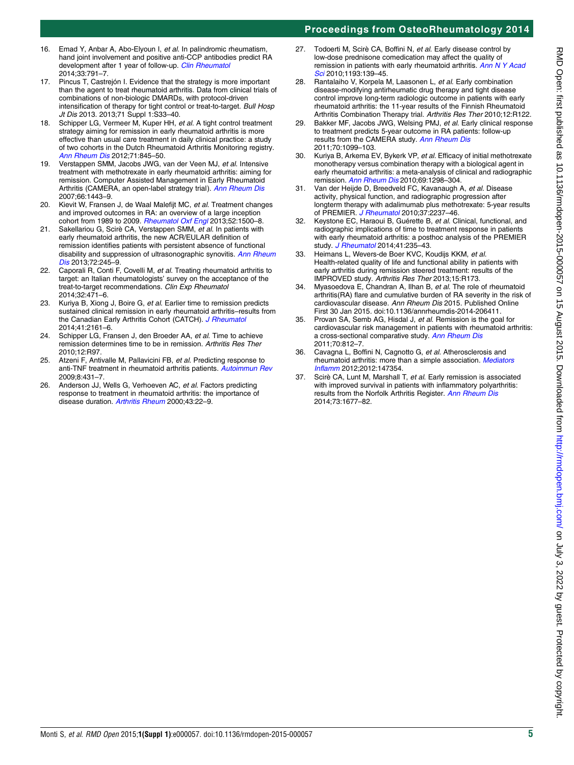16. Emad Y, Anbar A, Abo-Elyoun I, *et al*. In palindromic rheumatism, hand joint involvement and positive anti-CCP antibodies predict RA development after 1 year of follow-up. *Clin Rheumatol* 2014;33:791–7.
17. Pincus T, Castrejón I. Evidence that the strategy is more important than the agent to treat rheumatoid arthritis. Data from clinical trials of combinations of non-biologic DMARDs, with protocol-driven intensification of therapy for tight control or treat-to-target. *Bull Hosp Jt Dis* 2013. 2013;71 Suppl 1:S33–40.
18. Schipper LG, Vermeer M, Kuper HH, *et al*. A tight control treatment strategy aiming for remission in early rheumatoid arthritis is more effective than usual care treatment in daily clinical practice: a study of two cohorts in the Dutch Rheumatoid Arthritis Monitoring registry. *Ann Rheum Dis* 2012;71:845–50.
19. Verstappen SMM, Jacobs JWG, van der Veen MJ, *et al*. Intensive treatment with methotrexate in early rheumatoid arthritis: aiming for remission. Computer Assisted Management in Early Rheumatoid Arthritis (CAMERA, an open-label strategy trial). *Ann Rheum Dis* 2007;66:1443–9.
20. Kievit W, Fransen J, de Waal Malefijt MC, *et al*. Treatment changes and improved outcomes in RA: an overview of a large inception cohort from 1989 to 2009. *Rheumatol Oxf Engl* 2013;52:1500–8.
21. Sakellariou G, Scirè CA, Verstappen SMM, *et al*. In patients with early rheumatoid arthritis, the new ACR/EULAR definition of remission identifies patients with persistent absence of functional disability and suppression of ultrasonographic synovitis. *Ann Rheum Dis* 2013;72:245–9.
22. Caporali R, Conti F, Covelli M, *et al*. Treating rheumatoid arthritis to target: an Italian rheumatologists' survey on the acceptance of the treat-to-target recommendations. *Clin Exp Rheumatol* 2014;32:471–6.
23. Kuriya B, Xiong J, Boire G, *et al*. Earlier time to remission predicts sustained clinical remission in early rheumatoid arthritis–results from the Canadian Early Arthritis Cohort (CATCH). *J Rheumatol* 2014;41:2161–6.
24. Schipper LG, Fransen J, den Broeder AA, *et al*. Time to achieve remission determines time to be in remission. *Arthritis Res Ther* 2010;12:R97.
25. Atzeni F, Antivalle M, Pallavicini FB, *et al*. Predicting response to anti-TNF treatment in rheumatoid arthritis patients. *Autoimmun Rev* 2009;8:431–7.
26. Anderson JJ, Wells G, Verhoeven AC, *et al*. Factors predicting response to treatment in rheumatoid arthritis: the importance of disease duration. *Arthritis Rheum* 2000;43:22–9.
27. Todoerti M, Scirè CA, Boffini N, *et al*. Early disease control by low-dose prednisone comedication may affect the quality of remission in patients with early rheumatoid arthritis. *Ann N Y Acad Sci* 2010;1193:139–45.
28. Rantalaiho V, Korpela M, Laasonen L, *et al*. Early combination disease-modifying antirheumatic drug therapy and tight disease control improve long-term radiologic outcome in patients with early rheumatoid arthritis: the 11-year results of the Finnish Rheumatoid Arthritis Combination Therapy trial. *Arthritis Res Ther* 2010;12:R122.
29. Bakker MF, Jacobs JWG, Welsing PMJ, *et al*. Early clinical response to treatment predicts 5-year outcome in RA patients: follow-up results from the CAMERA study. *Ann Rheum Dis* 2011;70:1099–103.
30. Kuriya B, Arkema EV, Bykerk VP, *et al*. Efficacy of initial methotrexate monotherapy versus combination therapy with a biological agent in early rheumatoid arthritis: a meta-analysis of clinical and radiographic remission. *Ann Rheum Dis* 2010;69:1298–304.
31. Van der Heijde D, Breedveld FC, Kavanaugh A, *et al*. Disease activity, physical function, and radiographic progression after longterm therapy with adalimumab plus methotrexate: 5-year results of PREMIER. *J Rheumatol* 2010;37:2237–46.
32. Keystone EC, Haraoui B, Guérette B, *et al*. Clinical, functional, and radiographic implications of time to treatment response in patients with early rheumatoid arthritis: a posthoc analysis of the PREMIER study. *J Rheumatol* 2014;41:235–43.
33. Heimans L, Wevers-de Boer KVC, Koudijs KKM, *et al*. Health-related quality of life and functional ability in patients with early arthritis during remission steered treatment: results of the IMPROVED study. *Arthritis Res Ther* 2013;15:R173.
34. Myasoedova E, Chandran A, Ilhan B, *et al*. The role of rheumatoid arthritis(RA) flare and cumulative burden of RA severity in the risk of cardiovascular disease. *Ann Rheum Dis* 2015. Published Online First 30 Jan 2015. doi:10.1136/annrheumdis-2014-206411.
35. Provan SA, Semb AG, Hisdal J, *et al*. Remission is the goal for cardiovascular risk management in patients with rheumatoid arthritis: a cross-sectional comparative study. *Ann Rheum Dis* 2011;70:812–7.
36. Cavagna L, Boffini N, Cagnotto G, *et al*. Atherosclerosis and rheumatoid arthritis: more than a simple association. *Mediators Inflamm* 2012;2012:147354.
37. Scirè CA, Lunt M, Marshall T, *et al*. Early remission is associated with improved survival in patients with inflammatory polyarthritis: results from the Norfolk Arthritis Register. *Ann Rheum Dis* 2014;73:1677–82.